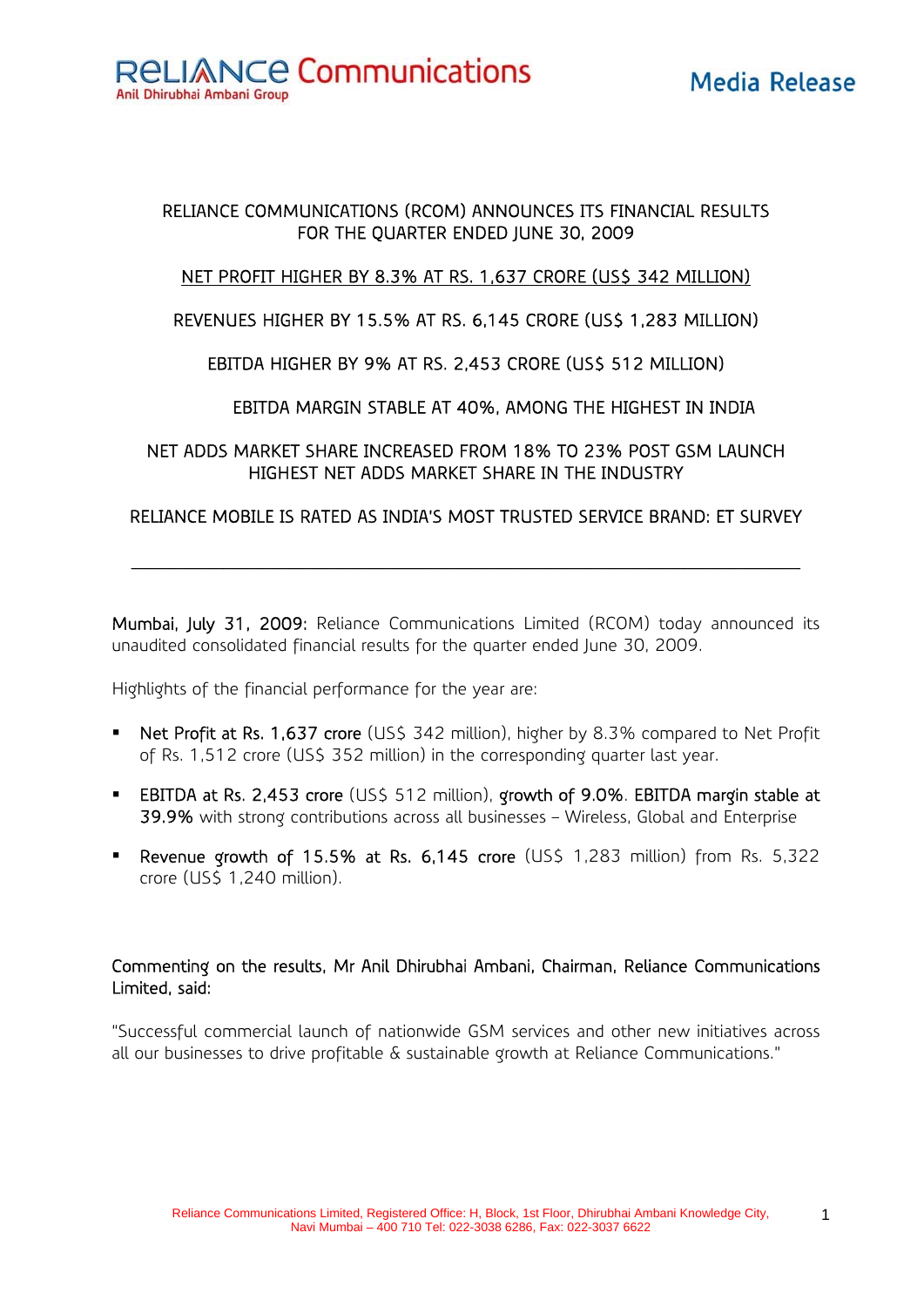**RELIANCE Communications**
Anil Dhirubhai Ambani Group

**Media Release**

# RELIANCE COMMUNICATIONS (RCOM) ANNOUNCES ITS FINANCIAL RESULTS FOR THE QUARTER ENDED JUNE 30, 2009

## NET PROFIT HIGHER BY 8.3% AT RS. 1,637 CRORE (US$ 342 MILLION)

## REVENUES HIGHER BY 15.5% AT RS. 6,145 CRORE (US$ 1,283 MILLION)

## EBITDA HIGHER BY 9% AT RS. 2,453 CRORE (US$ 512 MILLION)

## EBITDA MARGIN STABLE AT 40%, AMONG THE HIGHEST IN INDIA

## NET ADDS MARKET SHARE INCREASED FROM 18% TO 23% POST GSM LAUNCH HIGHEST NET ADDS MARKET SHARE IN THE INDUSTRY

## RELIANCE MOBILE IS RATED AS INDIA'S MOST TRUSTED SERVICE BRAND: ET SURVEY

---

**Mumbai, July 31, 2009:** Reliance Communications Limited (RCOM) today announced its unaudited consolidated financial results for the quarter ended June 30, 2009.

Highlights of the financial performance for the year are:

- **Net Profit at Rs. 1,637 crore** (US$ 342 million), higher by 8.3% compared to Net Profit of Rs. 1,512 crore (US$ 352 million) in the corresponding quarter last year.
- **EBITDA at Rs. 2,453 crore** (US$ 512 million), **growth of 9.0%. EBITDA margin stable at 39.9%** with strong contributions across all businesses – Wireless, Global and Enterprise
- **Revenue growth of 15.5% at Rs. 6,145 crore** (US$ 1,283 million) from Rs. 5,322 crore (US$ 1,240 million).

**Commenting on the results, Mr Anil Dhirubhai Ambani, Chairman, Reliance Communications Limited, said:**

"Successful commercial launch of nationwide GSM services and other new initiatives across all our businesses to drive profitable & sustainable growth at Reliance Communications."

Reliance Communications Limited, Registered Office: H, Block, 1st Floor, Dhirubhai Ambani Knowledge City, Navi Mumbai – 400 710 Tel: 022-3038 6286, Fax: 022-3037 6622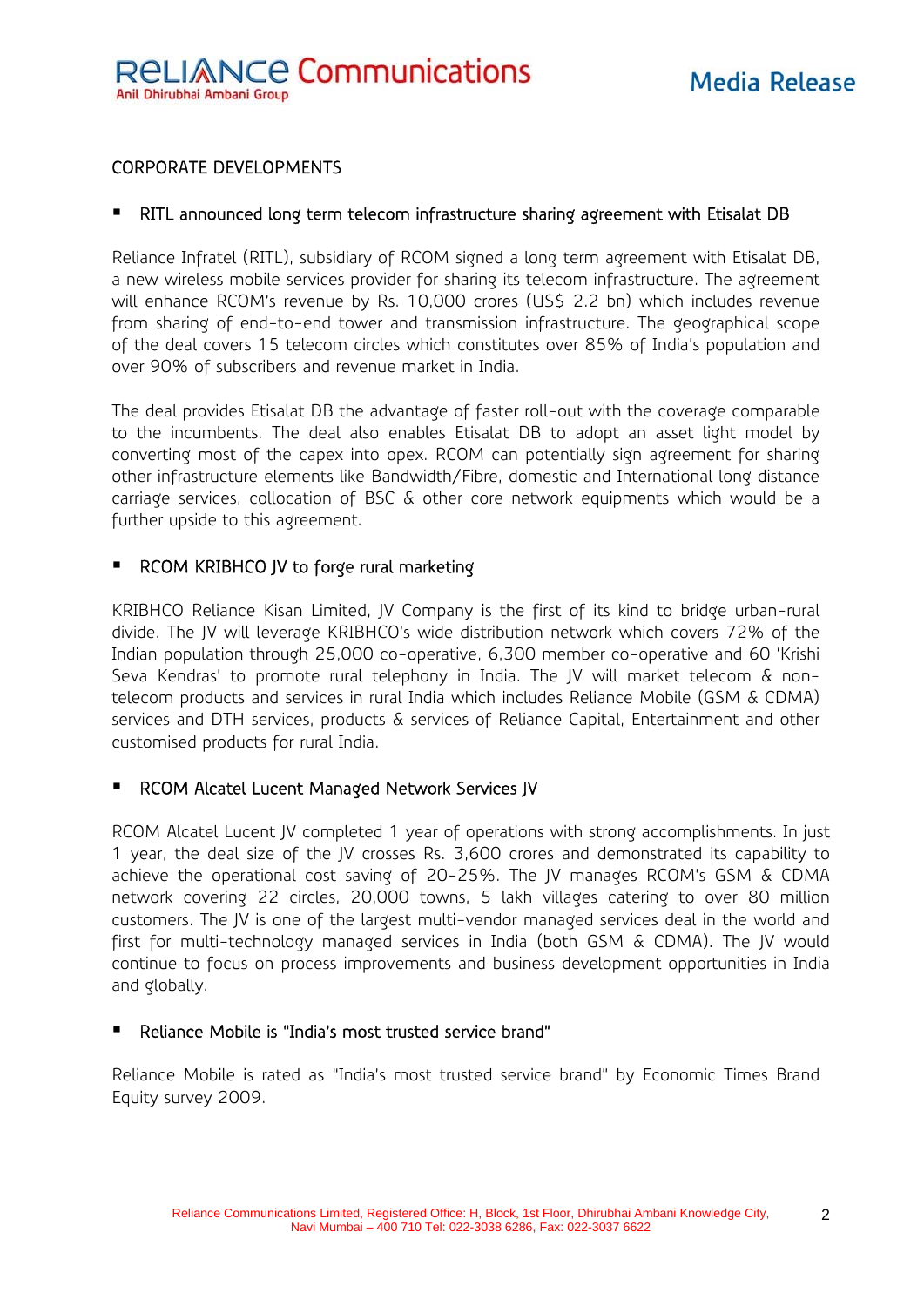## CORPORATE DEVELOPMENTS

- RITL announced long term telecom infrastructure sharing agreement with Etisalat DB

Reliance Infratel (RITL), subsidiary of RCOM signed a long term agreement with Etisalat DB, a new wireless mobile services provider for sharing its telecom infrastructure. The agreement will enhance RCOM's revenue by Rs. 10,000 crores (US$ 2.2 bn) which includes revenue from sharing of end-to-end tower and transmission infrastructure. The geographical scope of the deal covers 15 telecom circles which constitutes over 85% of India's population and over 90% of subscribers and revenue market in India.

The deal provides Etisalat DB the advantage of faster roll-out with the coverage comparable to the incumbents. The deal also enables Etisalat DB to adopt an asset light model by converting most of the capex into opex. RCOM can potentially sign agreement for sharing other infrastructure elements like Bandwidth/Fibre, domestic and International long distance carriage services, collocation of BSC & other core network equipments which would be a further upside to this agreement.

- RCOM KRIBHCO JV to forge rural marketing

KRIBHCO Reliance Kisan Limited, JV Company is the first of its kind to bridge urban-rural divide. The JV will leverage KRIBHCO's wide distribution network which covers 72% of the Indian population through 25,000 co-operative, 6,300 member co-operative and 60 'Krishi Seva Kendras' to promote rural telephony in India. The JV will market telecom & non-telecom products and services in rural India which includes Reliance Mobile (GSM & CDMA) services and DTH services, products & services of Reliance Capital, Entertainment and other customised products for rural India.

- RCOM Alcatel Lucent Managed Network Services JV

RCOM Alcatel Lucent JV completed 1 year of operations with strong accomplishments. In just 1 year, the deal size of the JV crosses Rs. 3,600 crores and demonstrated its capability to achieve the operational cost saving of 20-25%. The JV manages RCOM's GSM & CDMA network covering 22 circles, 20,000 towns, 5 lakh villages catering to over 80 million customers. The JV is one of the largest multi-vendor managed services deal in the world and first for multi-technology managed services in India (both GSM & CDMA). The JV would continue to focus on process improvements and business development opportunities in India and globally.

- Reliance Mobile is "India's most trusted service brand"

Reliance Mobile is rated as "India's most trusted service brand" by Economic Times Brand Equity survey 2009.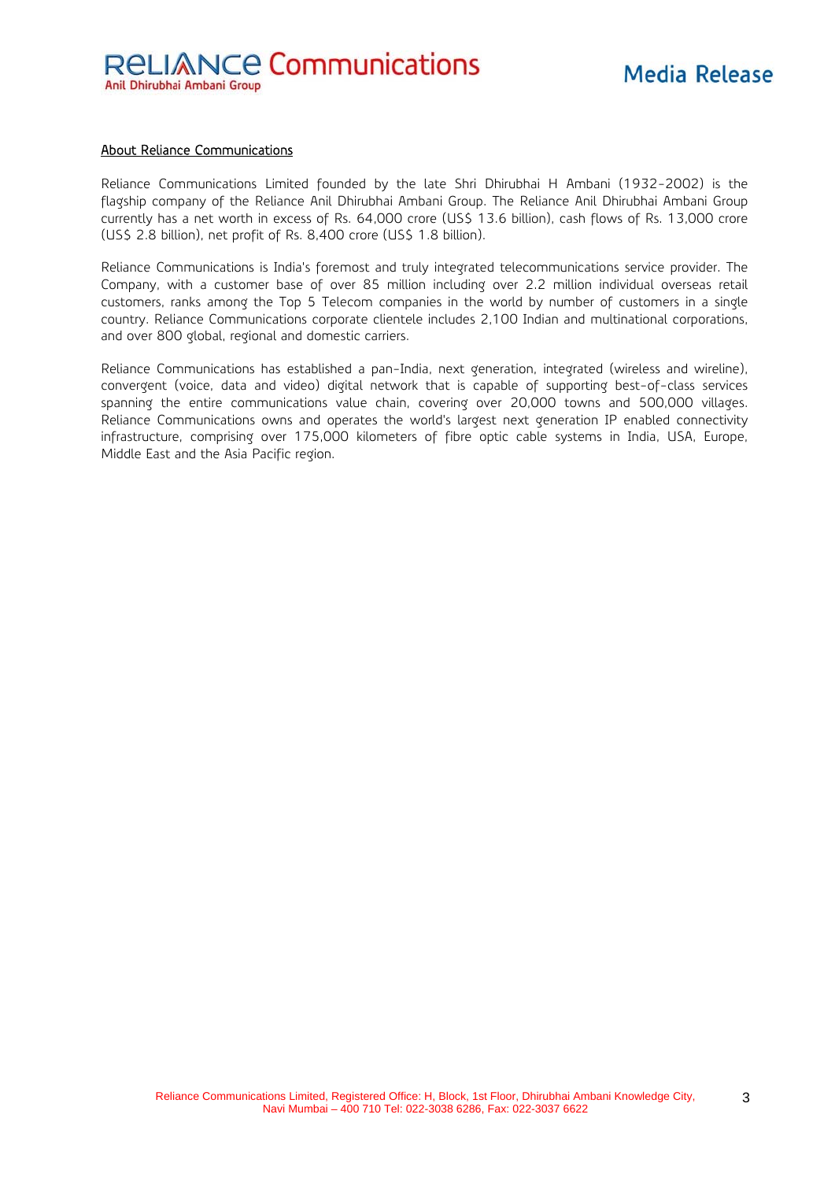## About Reliance Communications

Reliance Communications Limited founded by the late Shri Dhirubhai H Ambani (1932-2002) is the flagship company of the Reliance Anil Dhirubhai Ambani Group. The Reliance Anil Dhirubhai Ambani Group currently has a net worth in excess of Rs. 64,000 crore (US$ 13.6 billion), cash flows of Rs. 13,000 crore (US$ 2.8 billion), net profit of Rs. 8,400 crore (US$ 1.8 billion).

Reliance Communications is India's foremost and truly integrated telecommunications service provider. The Company, with a customer base of over 85 million including over 2.2 million individual overseas retail customers, ranks among the Top 5 Telecom companies in the world by number of customers in a single country. Reliance Communications corporate clientele includes 2,100 Indian and multinational corporations, and over 800 global, regional and domestic carriers.

Reliance Communications has established a pan-India, next generation, integrated (wireless and wireline), convergent (voice, data and video) digital network that is capable of supporting best-of-class services spanning the entire communications value chain, covering over 20,000 towns and 500,000 villages. Reliance Communications owns and operates the world's largest next generation IP enabled connectivity infrastructure, comprising over 175,000 kilometers of fibre optic cable systems in India, USA, Europe, Middle East and the Asia Pacific region.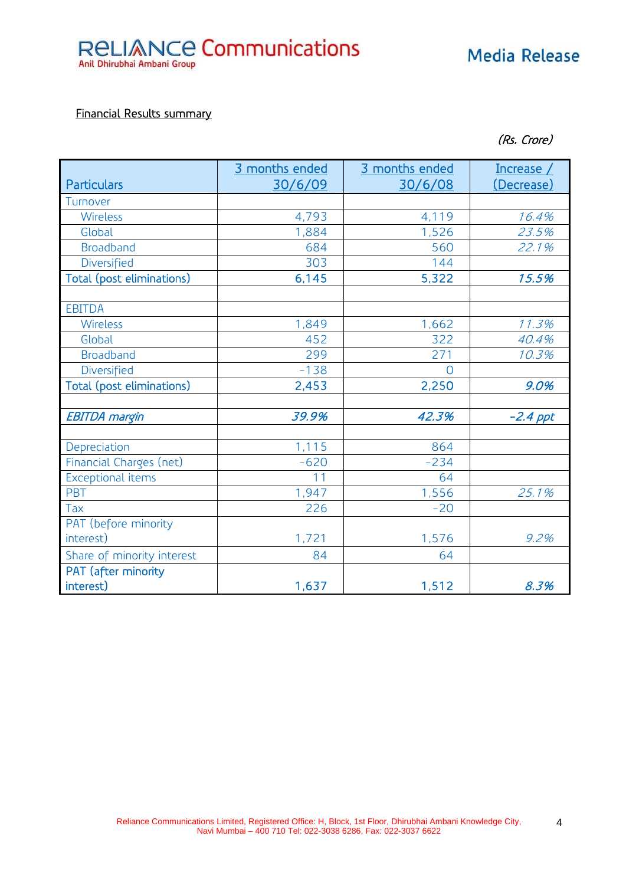Financial Results summary

*(Rs. Crore)*

| Particulars | 3 months ended 30/6/09 | 3 months ended 30/6/08 | Increase / (Decrease) |
|---|---|---|---|
| Turnover | | | |
| Wireless | 4,793 | 4,119 | *16.4%* |
| Global | 1,884 | 1,526 | *23.5%* |
| Broadband | 684 | 560 | *22.1%* |
| Diversified | 303 | 144 | |
| **Total (post eliminations)** | **6,145** | **5,322** | ***15.5%*** |
| | | | |
| EBITDA | | | |
| Wireless | 1,849 | 1,662 | *11.3%* |
| Global | 452 | 322 | *40.4%* |
| Broadband | 299 | 271 | *10.3%* |
| Diversified | -138 | 0 | |
| **Total (post eliminations)** | **2,453** | **2,250** | ***9.0%*** |
| | | | |
| ***EBITDA margin*** | ***39.9%*** | ***42.3%*** | ***-2.4 ppt*** |
| | | | |
| Depreciation | 1,115 | 864 | |
| Financial Charges (net) | -620 | -234 | |
| Exceptional items | 11 | 64 | |
| PBT | 1,947 | 1,556 | *25.1%* |
| Tax | 226 | -20 | |
| PAT (before minority interest) | 1,721 | 1,576 | *9.2%* |
| Share of minority interest | 84 | 64 | |
| **PAT (after minority interest)** | **1,637** | **1,512** | ***8.3%*** |